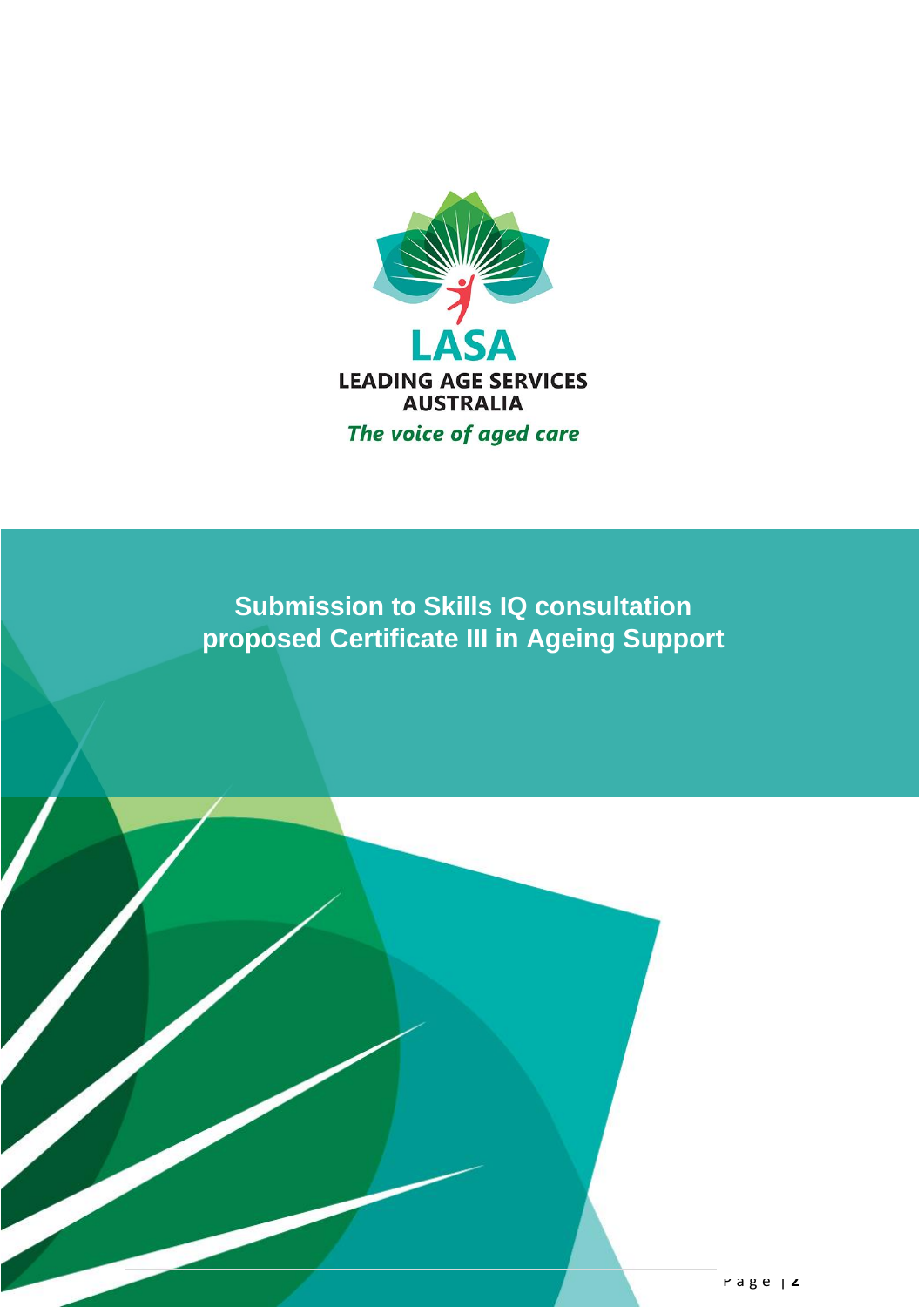LASA

LEADING AGE SERVICES AUSTRALIA

*The voice of aged care*

# Submission to Skills IQ consultation proposed Certificate III in Ageing Support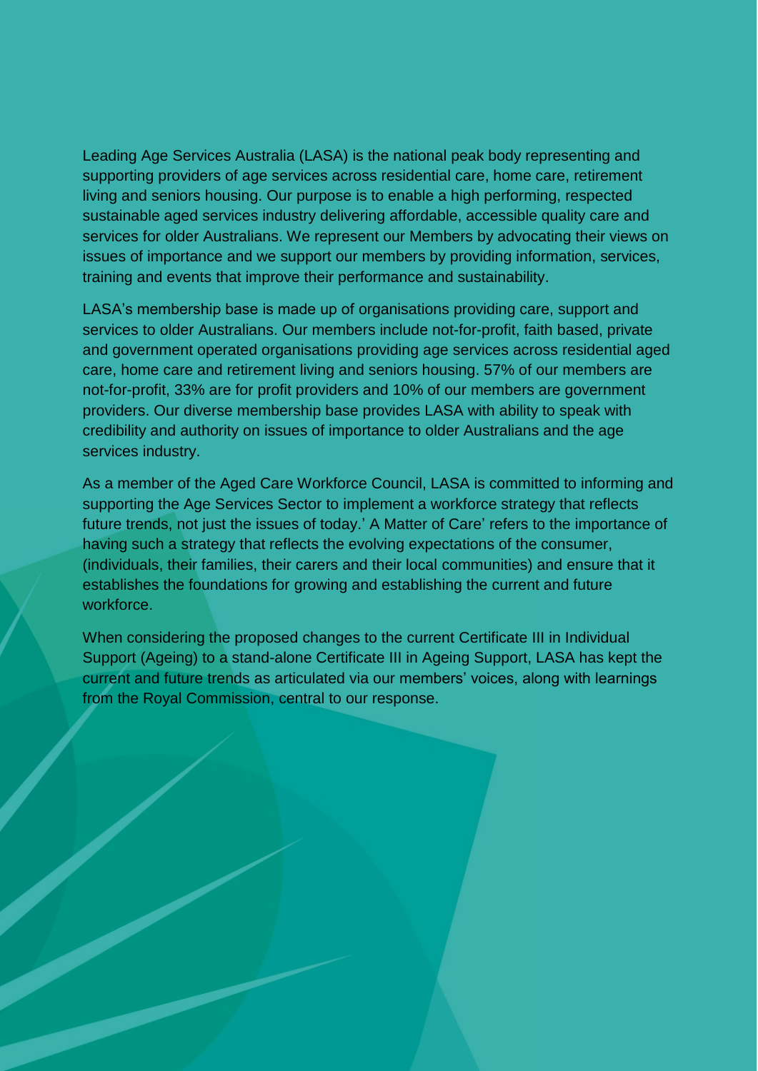Leading Age Services Australia (LASA) is the national peak body representing and supporting providers of age services across residential care, home care, retirement living and seniors housing. Our purpose is to enable a high performing, respected sustainable aged services industry delivering affordable, accessible quality care and services for older Australians. We represent our Members by advocating their views on issues of importance and we support our members by providing information, services, training and events that improve their performance and sustainability.

LASA's membership base is made up of organisations providing care, support and services to older Australians. Our members include not-for-profit, faith based, private and government operated organisations providing age services across residential aged care, home care and retirement living and seniors housing. 57% of our members are not-for-profit, 33% are for profit providers and 10% of our members are government providers. Our diverse membership base provides LASA with ability to speak with credibility and authority on issues of importance to older Australians and the age services industry.

As a member of the Aged Care Workforce Council, LASA is committed to informing and supporting the Age Services Sector to implement a workforce strategy that reflects future trends, not just the issues of today.' A Matter of Care' refers to the importance of having such a strategy that reflects the evolving expectations of the consumer, (individuals, their families, their carers and their local communities) and ensure that it establishes the foundations for growing and establishing the current and future workforce.

When considering the proposed changes to the current Certificate III in Individual Support (Ageing) to a stand-alone Certificate III in Ageing Support, LASA has kept the current and future trends as articulated via our members' voices, along with learnings from the Royal Commission, central to our response.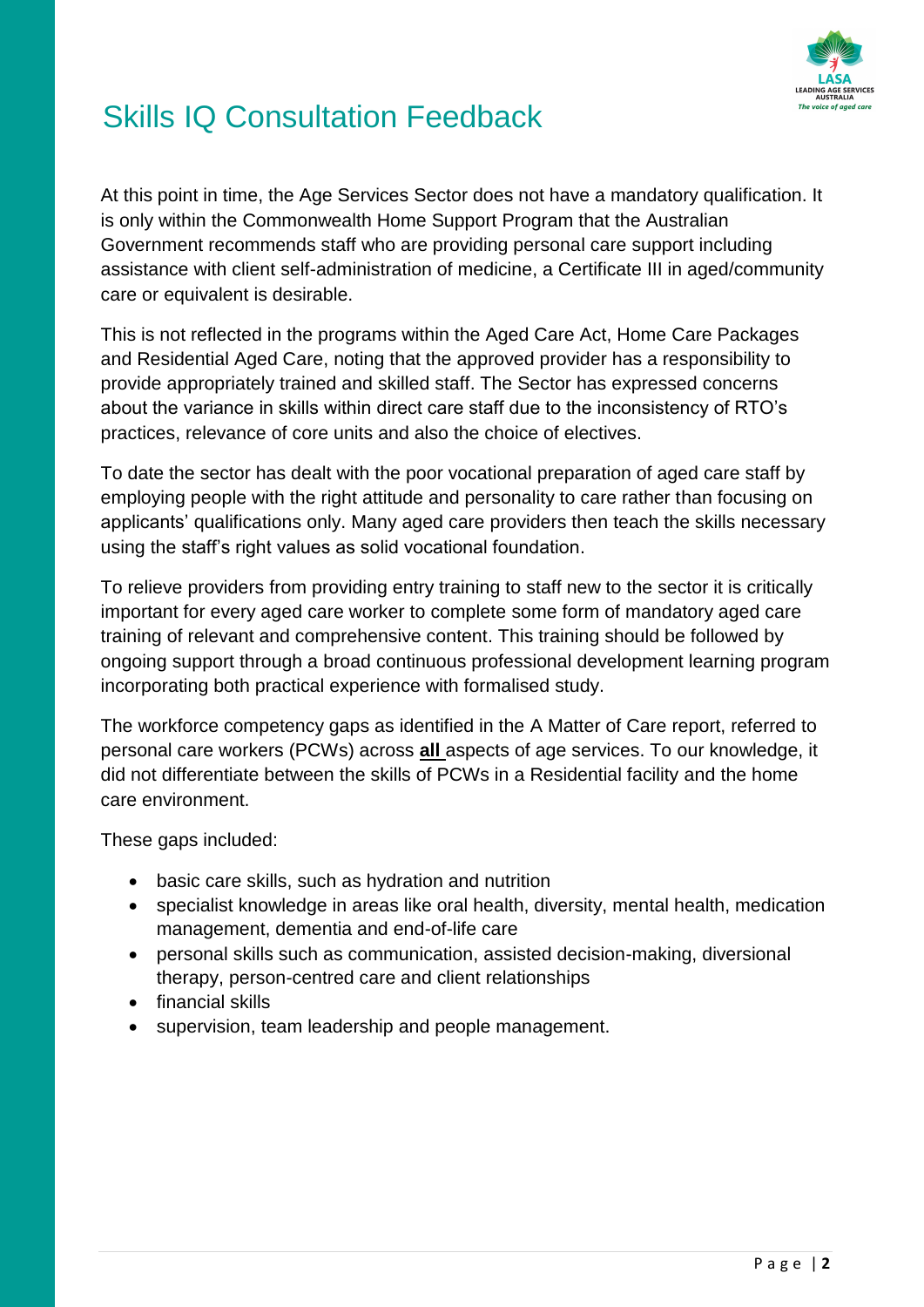# Skills IQ Consultation Feedback

At this point in time, the Age Services Sector does not have a mandatory qualification. It is only within the Commonwealth Home Support Program that the Australian Government recommends staff who are providing personal care support including assistance with client self-administration of medicine, a Certificate III in aged/community care or equivalent is desirable.

This is not reflected in the programs within the Aged Care Act, Home Care Packages and Residential Aged Care, noting that the approved provider has a responsibility to provide appropriately trained and skilled staff. The Sector has expressed concerns about the variance in skills within direct care staff due to the inconsistency of RTO's practices, relevance of core units and also the choice of electives.

To date the sector has dealt with the poor vocational preparation of aged care staff by employing people with the right attitude and personality to care rather than focusing on applicants' qualifications only. Many aged care providers then teach the skills necessary using the staff's right values as solid vocational foundation.

To relieve providers from providing entry training to staff new to the sector it is critically important for every aged care worker to complete some form of mandatory aged care training of relevant and comprehensive content. This training should be followed by ongoing support through a broad continuous professional development learning program incorporating both practical experience with formalised study.

The workforce competency gaps as identified in the A Matter of Care report, referred to personal care workers (PCWs) across **all** aspects of age services. To our knowledge, it did not differentiate between the skills of PCWs in a Residential facility and the home care environment.

These gaps included:

- basic care skills, such as hydration and nutrition
- specialist knowledge in areas like oral health, diversity, mental health, medication management, dementia and end-of-life care
- personal skills such as communication, assisted decision-making, diversional therapy, person-centred care and client relationships
- financial skills
- supervision, team leadership and people management.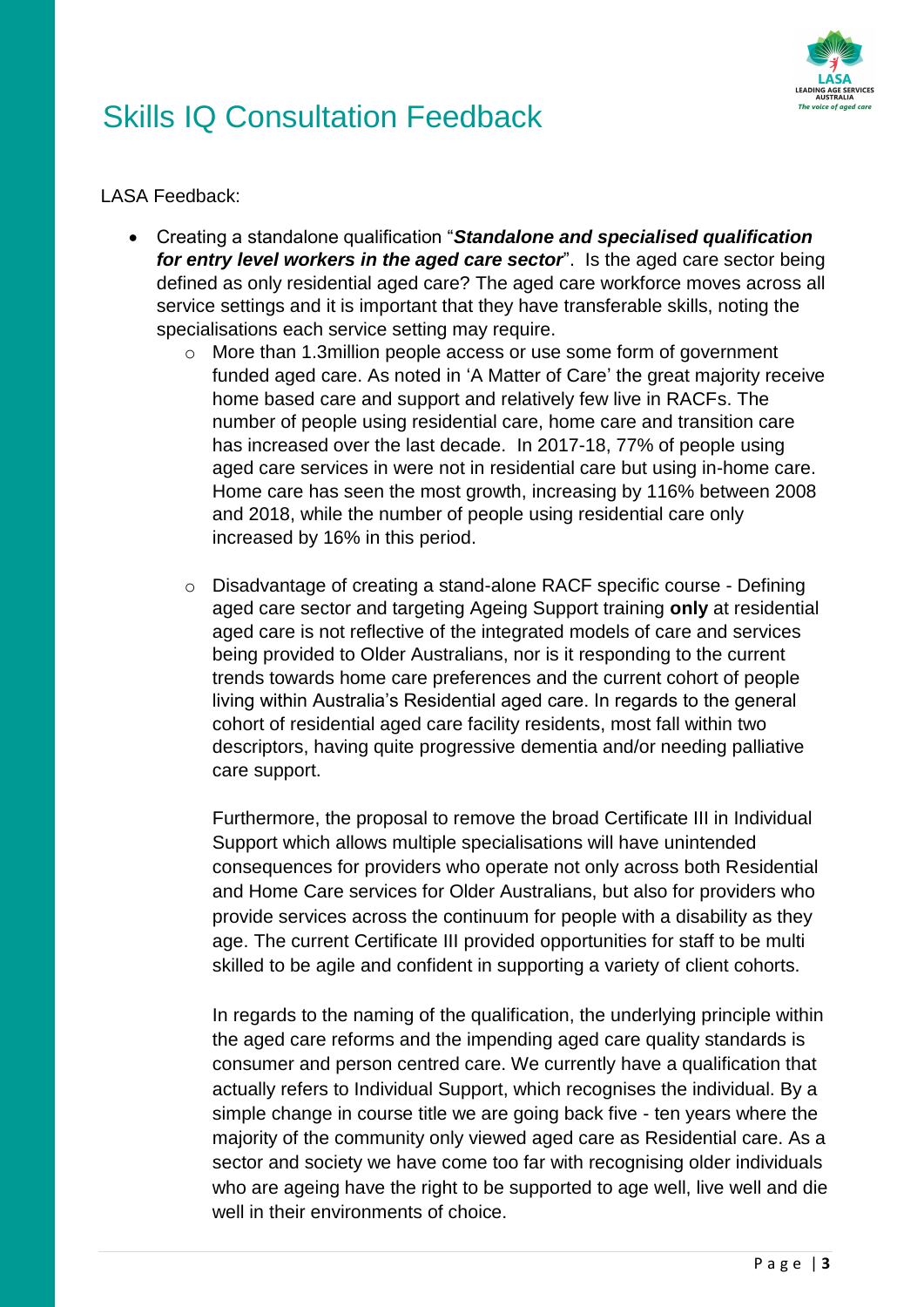# Skills IQ Consultation Feedback

LASA Feedback:

- Creating a standalone qualification "***Standalone and specialised qualification for entry level workers in the aged care sector***". Is the aged care sector being defined as only residential aged care? The aged care workforce moves across all service settings and it is important that they have transferable skills, noting the specialisations each service setting may require.
    - More than 1.3million people access or use some form of government funded aged care. As noted in 'A Matter of Care' the great majority receive home based care and support and relatively few live in RACFs. The number of people using residential care, home care and transition care has increased over the last decade. In 2017-18, 77% of people using aged care services in were not in residential care but using in-home care. Home care has seen the most growth, increasing by 116% between 2008 and 2018, while the number of people using residential care only increased by 16% in this period.

    - Disadvantage of creating a stand-alone RACF specific course - Defining aged care sector and targeting Ageing Support training **only** at residential aged care is not reflective of the integrated models of care and services being provided to Older Australians, nor is it responding to the current trends towards home care preferences and the current cohort of people living within Australia's Residential aged care. In regards to the general cohort of residential aged care facility residents, most fall within two descriptors, having quite progressive dementia and/or needing palliative care support.

      Furthermore, the proposal to remove the broad Certificate III in Individual Support which allows multiple specialisations will have unintended consequences for providers who operate not only across both Residential and Home Care services for Older Australians, but also for providers who provide services across the continuum for people with a disability as they age. The current Certificate III provided opportunities for staff to be multi skilled to be agile and confident in supporting a variety of client cohorts.

      In regards to the naming of the qualification, the underlying principle within the aged care reforms and the impending aged care quality standards is consumer and person centred care. We currently have a qualification that actually refers to Individual Support, which recognises the individual. By a simple change in course title we are going back five - ten years where the majority of the community only viewed aged care as Residential care. As a sector and society we have come too far with recognising older individuals who are ageing have the right to be supported to age well, live well and die well in their environments of choice.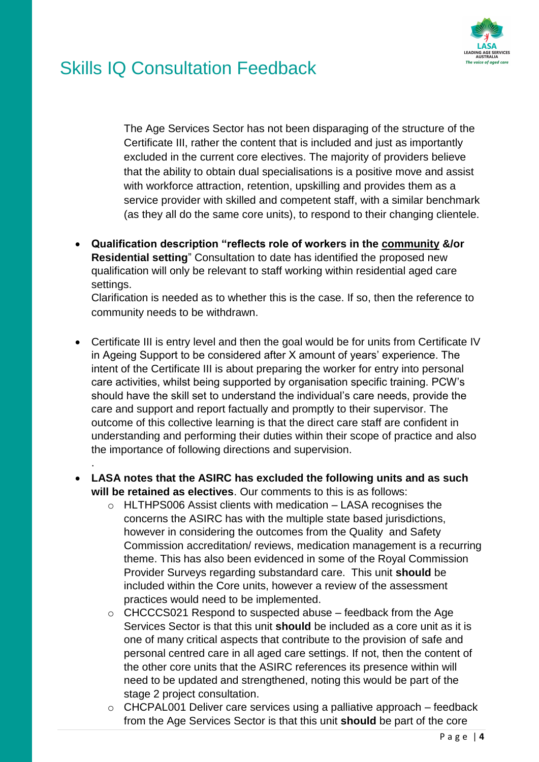# Skills IQ Consultation Feedback

The Age Services Sector has not been disparaging of the structure of the Certificate III, rather the content that is included and just as importantly excluded in the current core electives. The majority of providers believe that the ability to obtain dual specialisations is a positive move and assist with workforce attraction, retention, upskilling and provides them as a service provider with skilled and competent staff, with a similar benchmark (as they all do the same core units), to respond to their changing clientele.

- **Qualification description "reflects role of workers in the community &/or Residential setting"** Consultation to date has identified the proposed new qualification will only be relevant to staff working within residential aged care settings.
  Clarification is needed as to whether this is the case. If so, then the reference to community needs to be withdrawn.

- Certificate III is entry level and then the goal would be for units from Certificate IV in Ageing Support to be considered after X amount of years' experience. The intent of the Certificate III is about preparing the worker for entry into personal care activities, whilst being supported by organisation specific training. PCW's should have the skill set to understand the individual's care needs, provide the care and support and report factually and promptly to their supervisor. The outcome of this collective learning is that the direct care staff are confident in understanding and performing their duties within their scope of practice and also the importance of following directions and supervision.

.

- **LASA notes that the ASIRC has excluded the following units and as such will be retained as electives**. Our comments to this is as follows:
  - HLTHPS006 Assist clients with medication – LASA recognises the concerns the ASIRC has with the multiple state based jurisdictions, however in considering the outcomes from the Quality and Safety Commission accreditation/ reviews, medication management is a recurring theme. This has also been evidenced in some of the Royal Commission Provider Surveys regarding substandard care. This unit **should** be included within the Core units, however a review of the assessment practices would need to be implemented.
  - CHCCCS021 Respond to suspected abuse – feedback from the Age Services Sector is that this unit **should** be included as a core unit as it is one of many critical aspects that contribute to the provision of safe and personal centred care in all aged care settings. If not, then the content of the other core units that the ASIRC references its presence within will need to be updated and strengthened, noting this would be part of the stage 2 project consultation.
  - CHCPAL001 Deliver care services using a palliative approach – feedback from the Age Services Sector is that this unit **should** be part of the core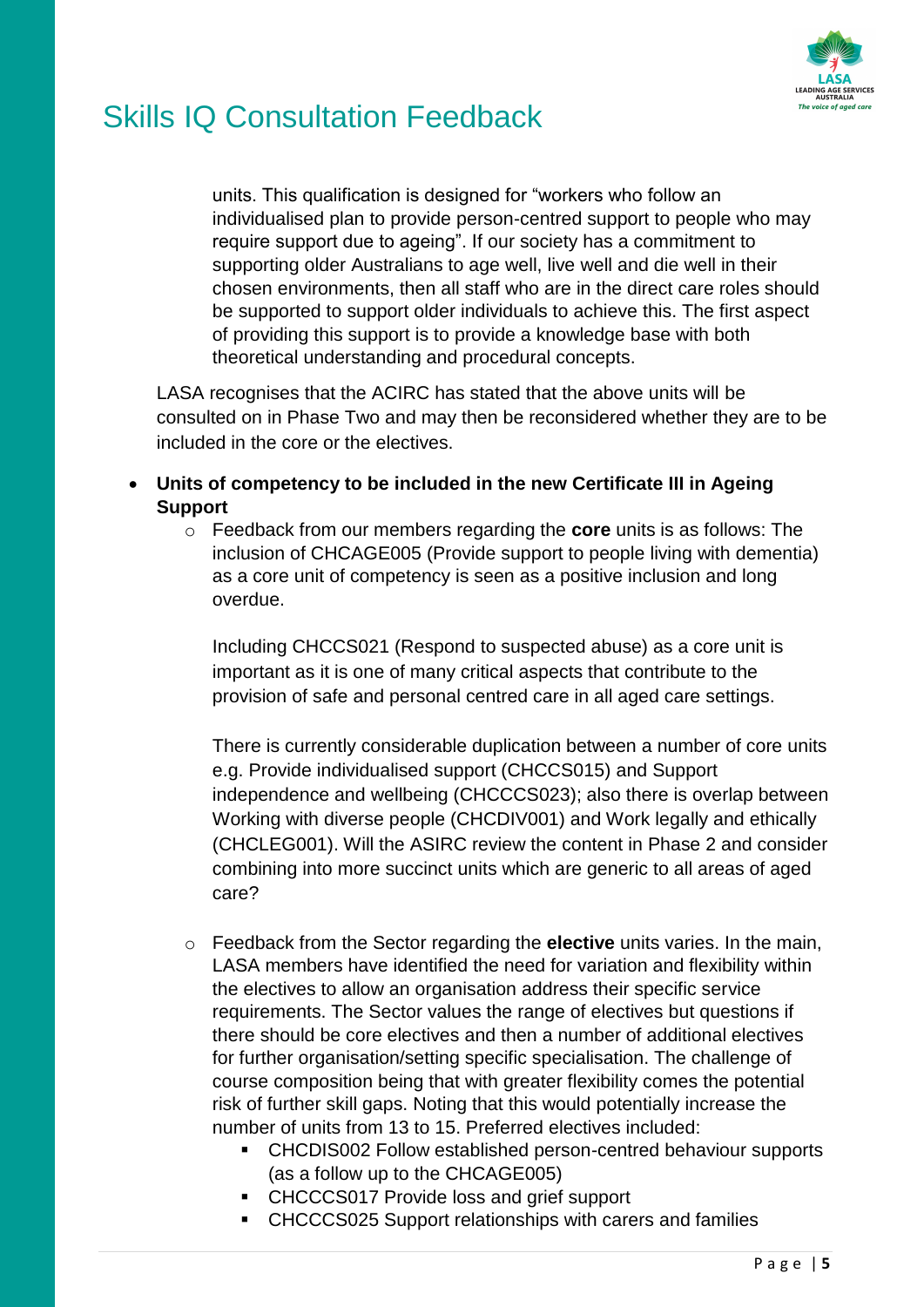units. This qualification is designed for "workers who follow an individualised plan to provide person-centred support to people who may require support due to ageing". If our society has a commitment to supporting older Australians to age well, live well and die well in their chosen environments, then all staff who are in the direct care roles should be supported to support older individuals to achieve this. The first aspect of providing this support is to provide a knowledge base with both theoretical understanding and procedural concepts.

LASA recognises that the ACIRC has stated that the above units will be consulted on in Phase Two and may then be reconsidered whether they are to be included in the core or the electives.

- **Units of competency to be included in the new Certificate III in Ageing Support**
  - Feedback from our members regarding the **core** units is as follows: The inclusion of CHCAGE005 (Provide support to people living with dementia) as a core unit of competency is seen as a positive inclusion and long overdue.

    Including CHCCS021 (Respond to suspected abuse) as a core unit is important as it is one of many critical aspects that contribute to the provision of safe and personal centred care in all aged care settings.

    There is currently considerable duplication between a number of core units e.g. Provide individualised support (CHCCS015) and Support independence and wellbeing (CHCCCS023); also there is overlap between Working with diverse people (CHCDIV001) and Work legally and ethically (CHCLEG001). Will the ASIRC review the content in Phase 2 and consider combining into more succinct units which are generic to all areas of aged care?

  - Feedback from the Sector regarding the **elective** units varies. In the main, LASA members have identified the need for variation and flexibility within the electives to allow an organisation address their specific service requirements. The Sector values the range of electives but questions if there should be core electives and then a number of additional electives for further organisation/setting specific specialisation. The challenge of course composition being that with greater flexibility comes the potential risk of further skill gaps. Noting that this would potentially increase the number of units from 13 to 15. Preferred electives included:
    - CHCDIS002 Follow established person-centred behaviour supports (as a follow up to the CHCAGE005)
    - CHCCCS017 Provide loss and grief support
    - CHCCCS025 Support relationships with carers and families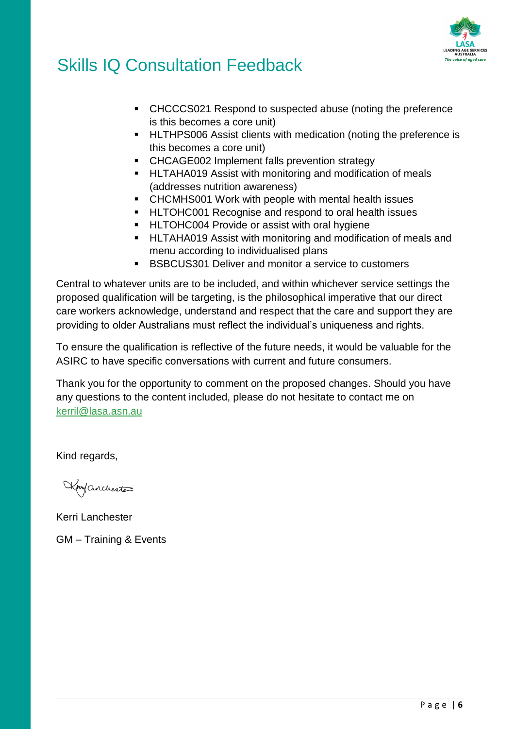# Skills IQ Consultation Feedback

- CHCCCS021 Respond to suspected abuse (noting the preference is this becomes a core unit)
- HLTHPS006 Assist clients with medication (noting the preference is this becomes a core unit)
- CHCAGE002 Implement falls prevention strategy
- HLTAHA019 Assist with monitoring and modification of meals (addresses nutrition awareness)
- CHCMHS001 Work with people with mental health issues
- HLTOHC001 Recognise and respond to oral health issues
- HLTOHC004 Provide or assist with oral hygiene
- HLTAHA019 Assist with monitoring and modification of meals and menu according to individualised plans
- BSBCUS301 Deliver and monitor a service to customers

Central to whatever units are to be included, and within whichever service settings the proposed qualification will be targeting, is the philosophical imperative that our direct care workers acknowledge, understand and respect that the care and support they are providing to older Australians must reflect the individual's uniqueness and rights.

To ensure the qualification is reflective of the future needs, it would be valuable for the ASIRC to have specific conversations with current and future consumers.

Thank you for the opportunity to comment on the proposed changes. Should you have any questions to the content included, please do not hesitate to contact me on [kerril@lasa.asn.au](mailto:kerril@lasa.asn.au)

Kind regards,

Kerri Lanchester

GM – Training & Events